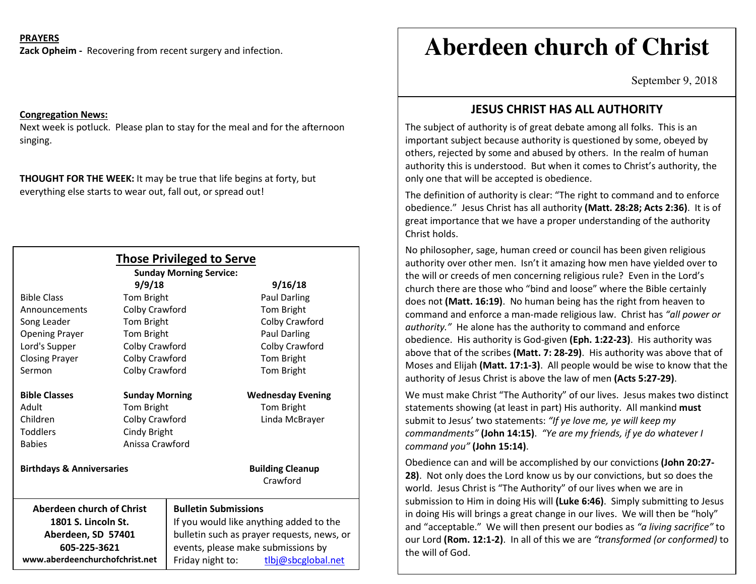**PRAYERS**

**Zack Opheim -** Recovering from recent surgery and infection.

**Congregation News:**

Next week is potluck. Please plan to stay for the meal and for the afternoon singing.

**THOUGHT FOR THE WEEK:** It may be true that life begins at forty, but everything else starts to wear out, fall out, or spread out!

## Those Privileged to Serve

**Sunday Morning Service:**

| | **9/9/18** | **9/16/18** |
|---|---|---|
| Bible Class | Tom Bright | Paul Darling |
| Announcements | Colby Crawford | Tom Bright |
| Song Leader | Tom Bright | Colby Crawford |
| Opening Prayer | Tom Bright | Paul Darling |
| Lord's Supper | Colby Crawford | Colby Crawford |
| Closing Prayer | Colby Crawford | Tom Bright |
| Sermon | Colby Crawford | Tom Bright |

| **Bible Classes** | **Sunday Morning** | **Wednesday Evening** |
|---|---|---|
| Adult | Tom Bright | Tom Bright |
| Children | Colby Crawford | Linda McBrayer |
| Toddlers | Cindy Bright | |
| Babies | Anissa Crawford | |

**Birthdays & Anniversaries**

**Building Cleanup**
Crawford

**Aberdeen church of Christ**
**1801 S. Lincoln St.**
**Aberdeen, SD 57401**
**605-225-3621**
**www.aberdeenchurchofchrist.net**

**Bulletin Submissions**
If you would like anything added to the bulletin such as prayer requests, news, or events, please make submissions by Friday night to: tlbj@sbcglobal.net

# Aberdeen church of Christ

September 9, 2018

## JESUS CHRIST HAS ALL AUTHORITY

The subject of authority is of great debate among all folks. This is an important subject because authority is questioned by some, obeyed by others, rejected by some and abused by others. In the realm of human authority this is understood. But when it comes to Christ's authority, the only one that will be accepted is obedience.

The definition of authority is clear: "The right to command and to enforce obedience." Jesus Christ has all authority **(Matt. 28:28; Acts 2:36)**. It is of great importance that we have a proper understanding of the authority Christ holds.

No philosopher, sage, human creed or council has been given religious authority over other men. Isn't it amazing how men have yielded over to the will or creeds of men concerning religious rule? Even in the Lord's church there are those who "bind and loose" where the Bible certainly does not **(Matt. 16:19)**. No human being has the right from heaven to command and enforce a man-made religious law. Christ has *"all power or authority."* He alone has the authority to command and enforce obedience. His authority is God-given **(Eph. 1:22-23)**. His authority was above that of the scribes **(Matt. 7: 28-29)**. His authority was above that of Moses and Elijah **(Matt. 17:1-3)**. All people would be wise to know that the authority of Jesus Christ is above the law of men **(Acts 5:27-29)**.

We must make Christ "The Authority" of our lives. Jesus makes two distinct statements showing (at least in part) His authority. All mankind **must** submit to Jesus' two statements: *"If ye love me, ye will keep my commandments"* **(John 14:15)**. *"Ye are my friends, if ye do whatever I command you"* **(John 15:14)**.

Obedience can and will be accomplished by our convictions **(John 20:27-28)**. Not only does the Lord know us by our convictions, but so does the world. Jesus Christ is "The Authority" of our lives when we are in submission to Him in doing His will **(Luke 6:46)**. Simply submitting to Jesus in doing His will brings a great change in our lives. We will then be "holy" and "acceptable." We will then present our bodies as *"a living sacrifice"* to our Lord **(Rom. 12:1-2)**. In all of this we are *"transformed (or conformed)"* to the will of God.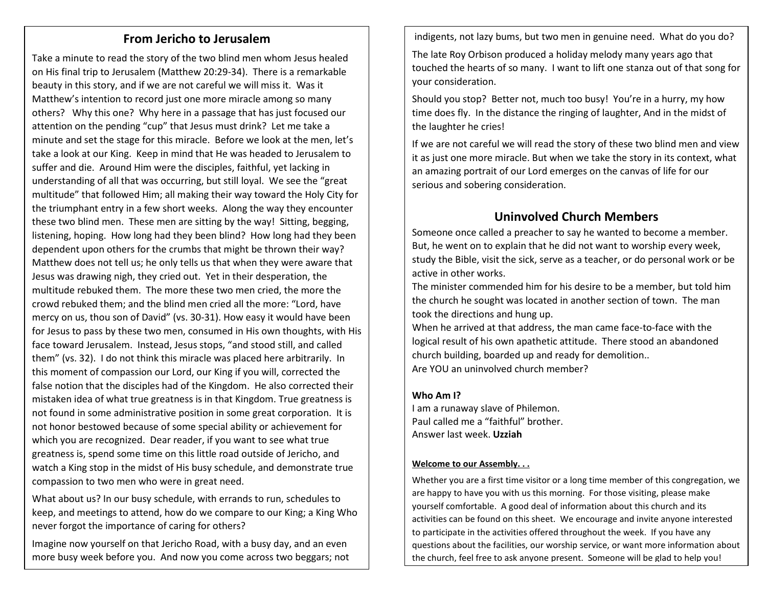## From Jericho to Jerusalem

Take a minute to read the story of the two blind men whom Jesus healed on His final trip to Jerusalem (Matthew 20:29-34). There is a remarkable beauty in this story, and if we are not careful we will miss it. Was it Matthew's intention to record just one more miracle among so many others? Why this one? Why here in a passage that has just focused our attention on the pending "cup" that Jesus must drink? Let me take a minute and set the stage for this miracle. Before we look at the men, let's take a look at our King. Keep in mind that He was headed to Jerusalem to suffer and die. Around Him were the disciples, faithful, yet lacking in understanding of all that was occurring, but still loyal. We see the "great multitude" that followed Him; all making their way toward the Holy City for the triumphant entry in a few short weeks. Along the way they encounter these two blind men. These men are sitting by the way! Sitting, begging, listening, hoping. How long had they been blind? How long had they been dependent upon others for the crumbs that might be thrown their way? Matthew does not tell us; he only tells us that when they were aware that Jesus was drawing nigh, they cried out. Yet in their desperation, the multitude rebuked them. The more these two men cried, the more the crowd rebuked them; and the blind men cried all the more: "Lord, have mercy on us, thou son of David" (vs. 30-31). How easy it would have been for Jesus to pass by these two men, consumed in His own thoughts, with His face toward Jerusalem. Instead, Jesus stops, "and stood still, and called them" (vs. 32). I do not think this miracle was placed here arbitrarily. In this moment of compassion our Lord, our King if you will, corrected the false notion that the disciples had of the Kingdom. He also corrected their mistaken idea of what true greatness is in that Kingdom. True greatness is not found in some administrative position in some great corporation. It is not honor bestowed because of some special ability or achievement for which you are recognized. Dear reader, if you want to see what true greatness is, spend some time on this little road outside of Jericho, and watch a King stop in the midst of His busy schedule, and demonstrate true compassion to two men who were in great need.

What about us? In our busy schedule, with errands to run, schedules to keep, and meetings to attend, how do we compare to our King; a King Who never forgot the importance of caring for others?

Imagine now yourself on that Jericho Road, with a busy day, and an even more busy week before you. And now you come across two beggars; not indigents, not lazy bums, but two men in genuine need. What do you do?

The late Roy Orbison produced a holiday melody many years ago that touched the hearts of so many. I want to lift one stanza out of that song for your consideration.

Should you stop? Better not, much too busy! You're in a hurry, my how time does fly. In the distance the ringing of laughter, And in the midst of the laughter he cries!

If we are not careful we will read the story of these two blind men and view it as just one more miracle. But when we take the story in its context, what an amazing portrait of our Lord emerges on the canvas of life for our serious and sobering consideration.

## Uninvolved Church Members

Someone once called a preacher to say he wanted to become a member. But, he went on to explain that he did not want to worship every week, study the Bible, visit the sick, serve as a teacher, or do personal work or be active in other works.

The minister commended him for his desire to be a member, but told him the church he sought was located in another section of town. The man took the directions and hung up.

When he arrived at that address, the man came face-to-face with the logical result of his own apathetic attitude. There stood an abandoned church building, boarded up and ready for demolition..

Are YOU an uninvolved church member?

**Who Am I?**

I am a runaway slave of Philemon.
Paul called me a "faithful" brother.
Answer last week. **Uzziah**

**Welcome to our Assembly. . .**

Whether you are a first time visitor or a long time member of this congregation, we are happy to have you with us this morning. For those visiting, please make yourself comfortable. A good deal of information about this church and its activities can be found on this sheet. We encourage and invite anyone interested to participate in the activities offered throughout the week. If you have any questions about the facilities, our worship service, or want more information about the church, feel free to ask anyone present. Someone will be glad to help you!